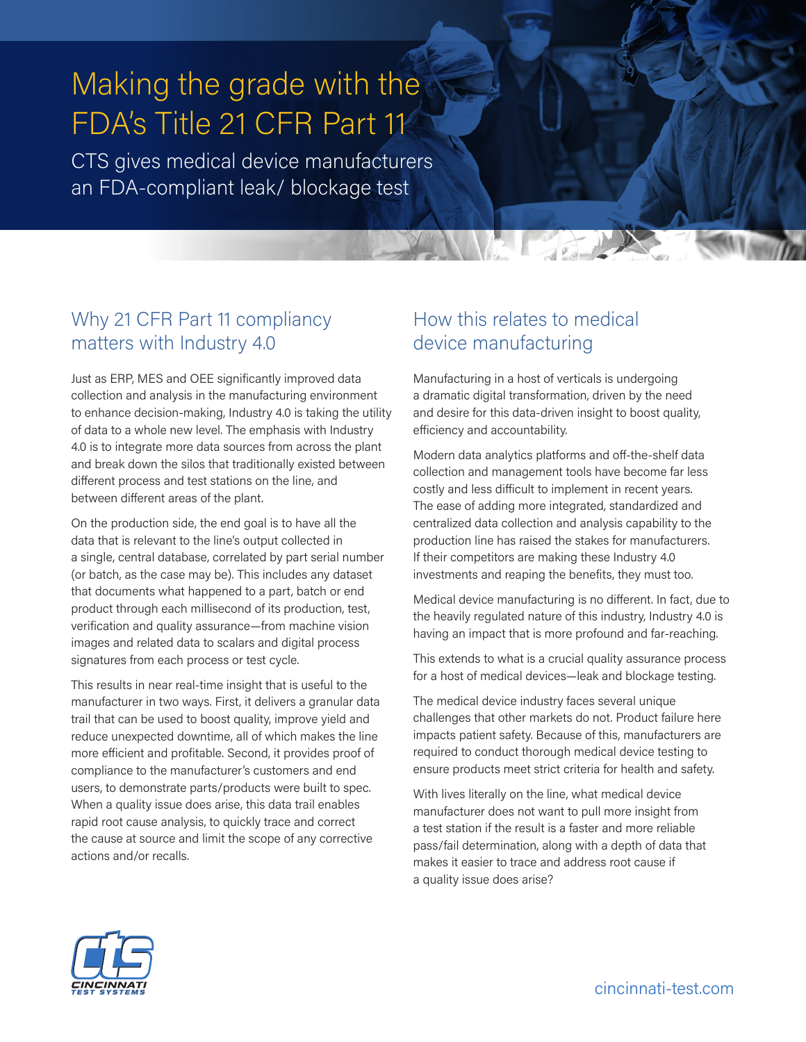# Making the grade with the FDA's Title 21 CFR Part 11

CTS gives medical device manufacturers an FDA-compliant leak/ blockage test

## Why 21 CFR Part 11 compliancy matters with Industry 4.0

Just as ERP, MES and OEE significantly improved data collection and analysis in the manufacturing environment to enhance decision-making, Industry 4.0 is taking the utility of data to a whole new level. The emphasis with Industry 4.0 is to integrate more data sources from across the plant and break down the silos that traditionally existed between different process and test stations on the line, and between different areas of the plant.

On the production side, the end goal is to have all the data that is relevant to the line's output collected in a single, central database, correlated by part serial number (or batch, as the case may be). This includes any dataset that documents what happened to a part, batch or end product through each millisecond of its production, test, verification and quality assurance—from machine vision images and related data to scalars and digital process signatures from each process or test cycle.

This results in near real-time insight that is useful to the manufacturer in two ways. First, it delivers a granular data trail that can be used to boost quality, improve yield and reduce unexpected downtime, all of which makes the line more efficient and profitable. Second, it provides proof of compliance to the manufacturer's customers and end users, to demonstrate parts/products were built to spec. When a quality issue does arise, this data trail enables rapid root cause analysis, to quickly trace and correct the cause at source and limit the scope of any corrective actions and/or recalls.

## How this relates to medical device manufacturing

Manufacturing in a host of verticals is undergoing a dramatic digital transformation, driven by the need and desire for this data-driven insight to boost quality, efficiency and accountability.

Modern data analytics platforms and off-the-shelf data collection and management tools have become far less costly and less difficult to implement in recent years. The ease of adding more integrated, standardized and centralized data collection and analysis capability to the production line has raised the stakes for manufacturers. If their competitors are making these Industry 4.0 investments and reaping the benefits, they must too.

Medical device manufacturing is no different. In fact, due to the heavily regulated nature of this industry, Industry 4.0 is having an impact that is more profound and far-reaching.

This extends to what is a crucial quality assurance process for a host of medical devices—leak and blockage testing.

The medical device industry faces several unique challenges that other markets do not. Product failure here impacts patient safety. Because of this, manufacturers are required to conduct thorough medical device testing to ensure products meet strict criteria for health and safety.

With lives literally on the line, what medical device manufacturer does not want to pull more insight from a test station if the result is a faster and more reliable pass/fail determination, along with a depth of data that makes it easier to trace and address root cause if a quality issue does arise?

CTS CINCINNATI TEST SYSTEMS

cincinnati-test.com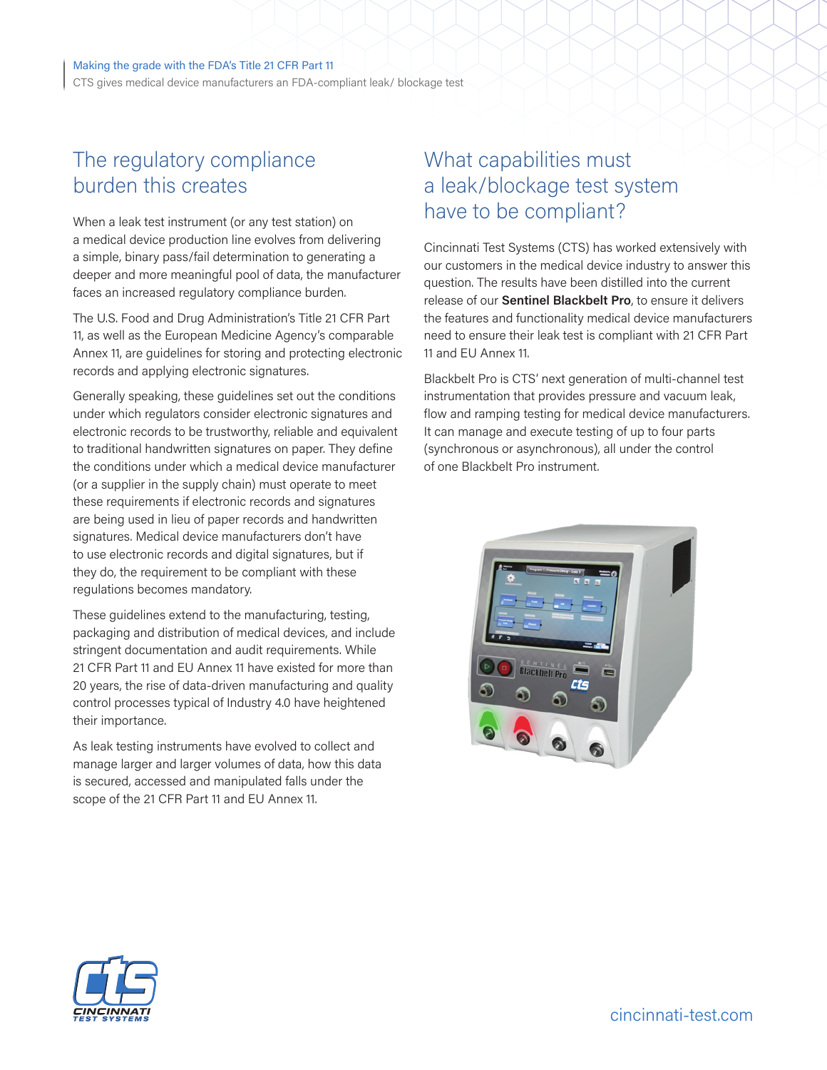## The regulatory compliance burden this creates

When a leak test instrument (or any test station) on a medical device production line evolves from delivering a simple, binary pass/fail determination to generating a deeper and more meaningful pool of data, the manufacturer faces an increased regulatory compliance burden.

The U.S. Food and Drug Administration's Title 21 CFR Part 11, as well as the European Medicine Agency's comparable Annex 11, are guidelines for storing and protecting electronic records and applying electronic signatures.

Generally speaking, these guidelines set out the conditions under which regulators consider electronic signatures and electronic records to be trustworthy, reliable and equivalent to traditional handwritten signatures on paper. They define the conditions under which a medical device manufacturer (or a supplier in the supply chain) must operate to meet these requirements if electronic records and signatures are being used in lieu of paper records and handwritten signatures. Medical device manufacturers don't have to use electronic records and digital signatures, but if they do, the requirement to be compliant with these regulations becomes mandatory.

These guidelines extend to the manufacturing, testing, packaging and distribution of medical devices, and include stringent documentation and audit requirements. While 21 CFR Part 11 and EU Annex 11 have existed for more than 20 years, the rise of data-driven manufacturing and quality control processes typical of Industry 4.0 have heightened their importance.

As leak testing instruments have evolved to collect and manage larger and larger volumes of data, how this data is secured, accessed and manipulated falls under the scope of the 21 CFR Part 11 and EU Annex 11.

## What capabilities must a leak/blockage test system have to be compliant?

Cincinnati Test Systems (CTS) has worked extensively with our customers in the medical device industry to answer this question. The results have been distilled into the current release of our **Sentinel Blackbelt Pro**, to ensure it delivers the features and functionality medical device manufacturers need to ensure their leak test is compliant with 21 CFR Part 11 and EU Annex 11.

Blackbelt Pro is CTS' next generation of multi-channel test instrumentation that provides pressure and vacuum leak, flow and ramping testing for medical device manufacturers. It can manage and execute testing of up to four parts (synchronous or asynchronous), all under the control of one Blackbelt Pro instrument.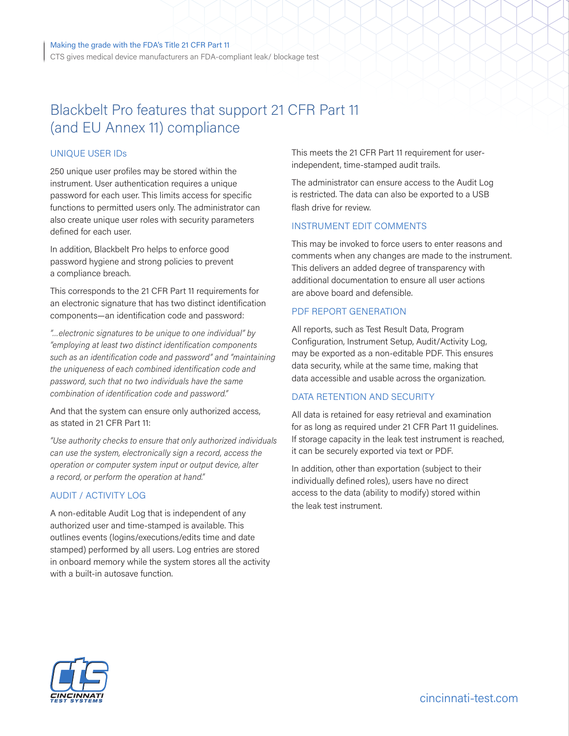# Blackbelt Pro features that support 21 CFR Part 11 (and EU Annex 11) compliance

## UNIQUE USER IDs

250 unique user profiles may be stored within the instrument. User authentication requires a unique password for each user. This limits access for specific functions to permitted users only. The administrator can also create unique user roles with security parameters defined for each user.

In addition, Blackbelt Pro helps to enforce good password hygiene and strong policies to prevent a compliance breach.

This corresponds to the 21 CFR Part 11 requirements for an electronic signature that has two distinct identification components—an identification code and password:

*"...electronic signatures to be unique to one individual" by "employing at least two distinct identification components such as an identification code and password" and "maintaining the uniqueness of each combined identification code and password, such that no two individuals have the same combination of identification code and password."*

And that the system can ensure only authorized access, as stated in 21 CFR Part 11:

*"Use authority checks to ensure that only authorized individuals can use the system, electronically sign a record, access the operation or computer system input or output device, alter a record, or perform the operation at hand."*

## AUDIT / ACTIVITY LOG

A non-editable Audit Log that is independent of any authorized user and time-stamped is available. This outlines events (logins/executions/edits time and date stamped) performed by all users. Log entries are stored in onboard memory while the system stores all the activity with a built-in autosave function.

This meets the 21 CFR Part 11 requirement for user-independent, time-stamped audit trails.

The administrator can ensure access to the Audit Log is restricted. The data can also be exported to a USB flash drive for review.

## INSTRUMENT EDIT COMMENTS

This may be invoked to force users to enter reasons and comments when any changes are made to the instrument. This delivers an added degree of transparency with additional documentation to ensure all user actions are above board and defensible.

## PDF REPORT GENERATION

All reports, such as Test Result Data, Program Configuration, Instrument Setup, Audit/Activity Log, may be exported as a non-editable PDF. This ensures data security, while at the same time, making that data accessible and usable across the organization.

## DATA RETENTION AND SECURITY

All data is retained for easy retrieval and examination for as long as required under 21 CFR Part 11 guidelines. If storage capacity in the leak test instrument is reached, it can be securely exported via text or PDF.

In addition, other than exportation (subject to their individually defined roles), users have no direct access to the data (ability to modify) stored within the leak test instrument.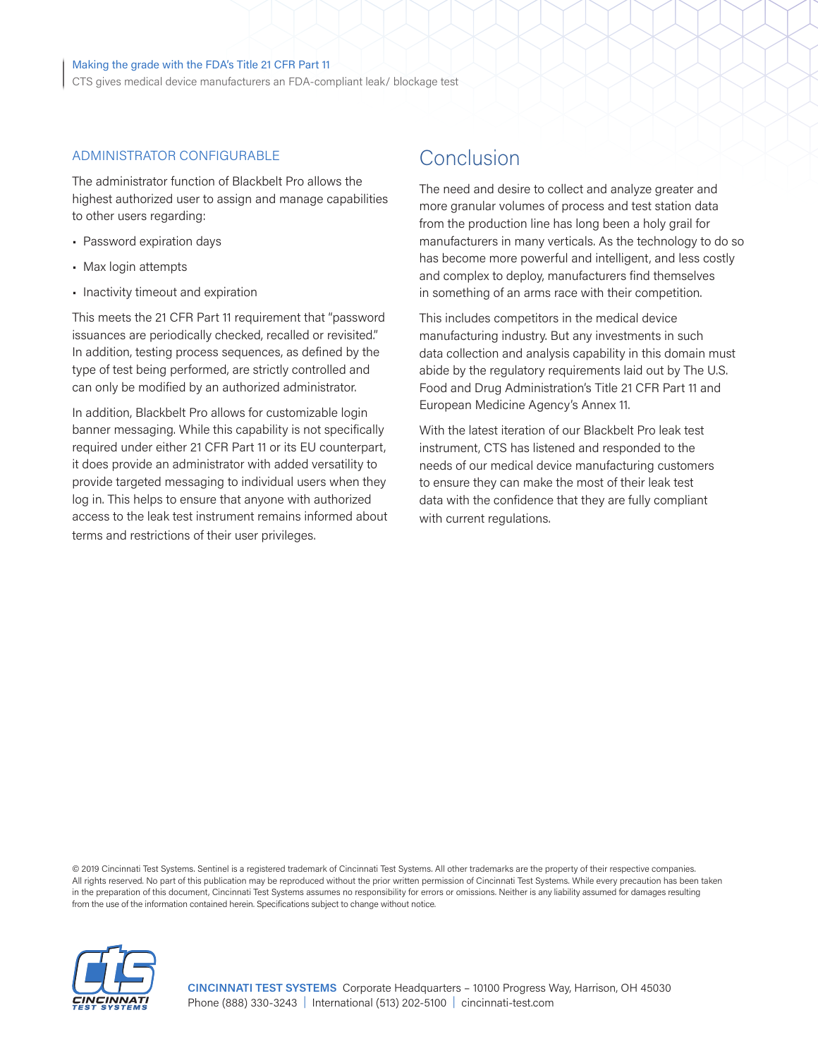### ADMINISTRATOR CONFIGURABLE

The administrator function of Blackbelt Pro allows the highest authorized user to assign and manage capabilities to other users regarding:

- Password expiration days
- Max login attempts
- Inactivity timeout and expiration

This meets the 21 CFR Part 11 requirement that "password issuances are periodically checked, recalled or revisited." In addition, testing process sequences, as defined by the type of test being performed, are strictly controlled and can only be modified by an authorized administrator.

In addition, Blackbelt Pro allows for customizable login banner messaging. While this capability is not specifically required under either 21 CFR Part 11 or its EU counterpart, it does provide an administrator with added versatility to provide targeted messaging to individual users when they log in. This helps to ensure that anyone with authorized access to the leak test instrument remains informed about terms and restrictions of their user privileges.

## Conclusion

The need and desire to collect and analyze greater and more granular volumes of process and test station data from the production line has long been a holy grail for manufacturers in many verticals. As the technology to do so has become more powerful and intelligent, and less costly and complex to deploy, manufacturers find themselves in something of an arms race with their competition.

This includes competitors in the medical device manufacturing industry. But any investments in such data collection and analysis capability in this domain must abide by the regulatory requirements laid out by The U.S. Food and Drug Administration's Title 21 CFR Part 11 and European Medicine Agency's Annex 11.

With the latest iteration of our Blackbelt Pro leak test instrument, CTS has listened and responded to the needs of our medical device manufacturing customers to ensure they can make the most of their leak test data with the confidence that they are fully compliant with current regulations.

© 2019 Cincinnati Test Systems. Sentinel is a registered trademark of Cincinnati Test Systems. All other trademarks are the property of their respective companies. All rights reserved. No part of this publication may be reproduced without the prior written permission of Cincinnati Test Systems. While every precaution has been taken in the preparation of this document, Cincinnati Test Systems assumes no responsibility for errors or omissions. Neither is any liability assumed for damages resulting from the use of the information contained herein. Specifications subject to change without notice.

**CINCINNATI TEST SYSTEMS** Corporate Headquarters – 10100 Progress Way, Harrison, OH 45030
Phone (888) 330-3243 | International (513) 202-5100 | cincinnati-test.com